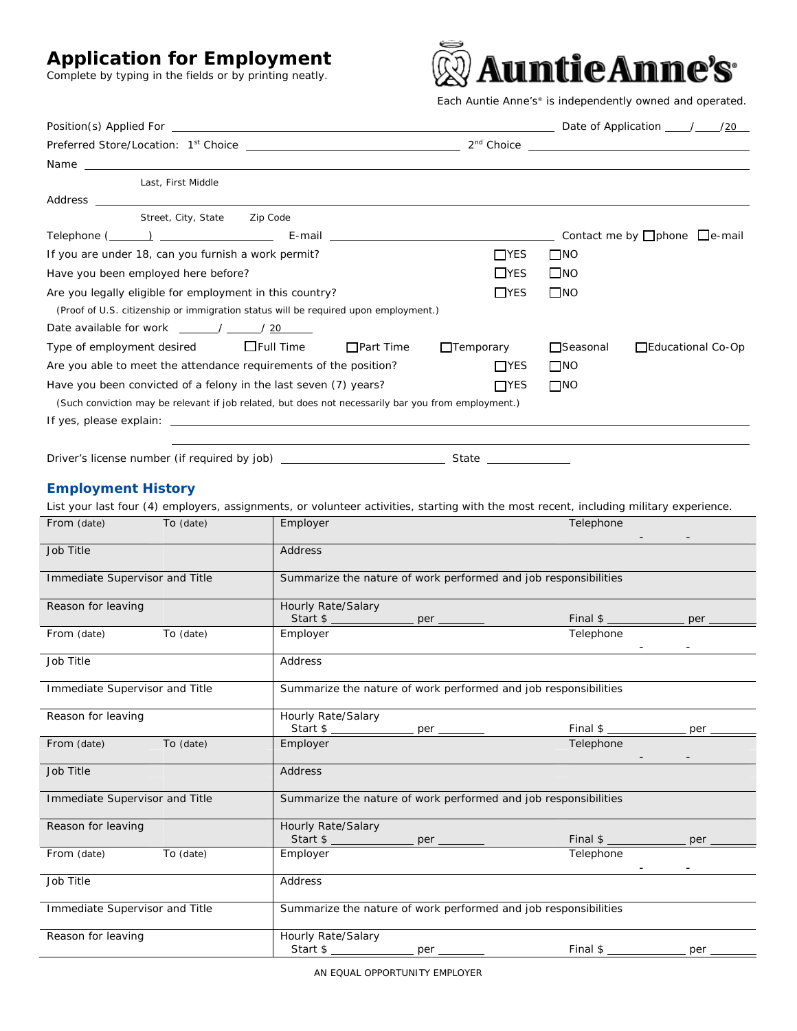# Application for Employment

Complete by typing in the fields or by printing neatly.

**Auntie Anne's®**

Each Auntie Anne's® is independently owned and operated.

Position(s) Applied For ______________________ Date of Application ____/____/20__

Preferred Store/Location: 1st Choice ______________________ 2nd Choice ______________________

Name ______________________
Last, First Middle

Address ______________________
Street, City, State Zip Code

Telephone (______) ______________ E-mail ______________________ Contact me by ☐phone ☐e-mail

If you are under 18, can you furnish a work permit? ☐YES ☐NO

Have you been employed here before? ☐YES ☐NO

Are you legally eligible for employment in this country? ☐YES ☐NO

(Proof of U.S. citizenship or immigration status will be required upon employment.)

Date available for work ______/ ______/ 20 ____

Type of employment desired ☐Full Time ☐Part Time ☐Temporary ☐Seasonal ☐Educational Co-Op

Are you able to meet the attendance requirements of the position? ☐YES ☐NO

Have you been convicted of a felony in the last seven (7) years? ☐YES ☐NO

(Such conviction may be relevant if job related, but does not necessarily bar you from employment.)

If yes, please explain: ______________________

______________________

Driver's license number (if required by job) ______________________ State ______________

## Employment History

List your last four (4) employers, assignments, or volunteer activities, starting with the most recent, including military experience.

| From (date) | To (date) | Employer | Telephone - - |
|---|---|---|---|
| Job Title | | Address | |
| Immediate Supervisor and Title | | Summarize the nature of work performed and job responsibilities | |
| Reason for leaving | | Hourly Rate/Salary Start $ ________ per ______ | Final $ ________ per ______ |
| From (date) | To (date) | Employer | Telephone - - |
| Job Title | | Address | |
| Immediate Supervisor and Title | | Summarize the nature of work performed and job responsibilities | |
| Reason for leaving | | Hourly Rate/Salary Start $ ________ per ______ | Final $ ________ per ______ |
| From (date) | To (date) | Employer | Telephone - - |
| Job Title | | Address | |
| Immediate Supervisor and Title | | Summarize the nature of work performed and job responsibilities | |
| Reason for leaving | | Hourly Rate/Salary Start $ ________ per ______ | Final $ ________ per ______ |
| From (date) | To (date) | Employer | Telephone - - |
| Job Title | | Address | |
| Immediate Supervisor and Title | | Summarize the nature of work performed and job responsibilities | |
| Reason for leaving | | Hourly Rate/Salary Start $ ________ per ______ | Final $ ________ per ______ |

AN EQUAL OPPORTUNITY EMPLOYER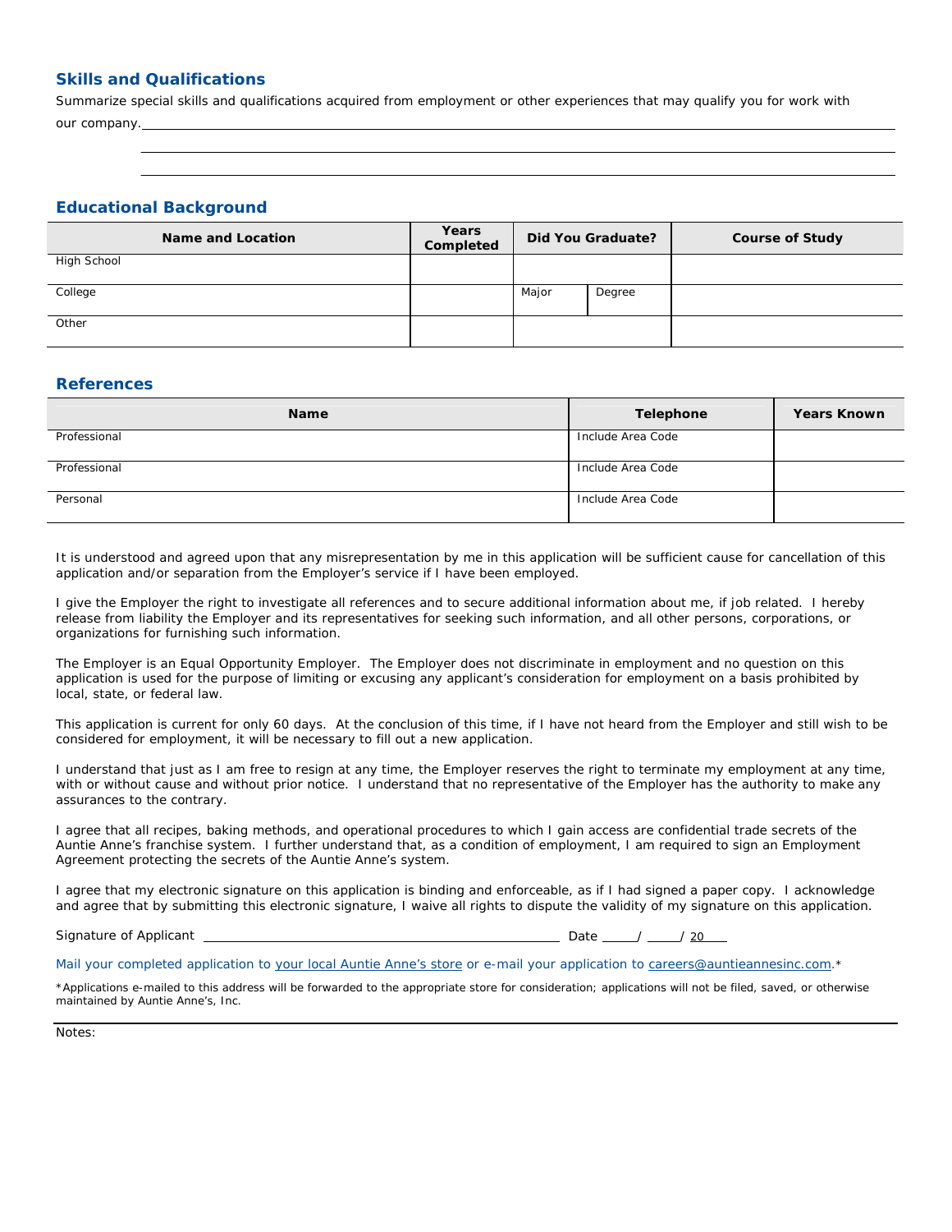## Skills and Qualifications

Summarize special skills and qualifications acquired from employment or other experiences that may qualify you for work with our company.

## Educational Background

| Name and Location | Years Completed | Did You Graduate? | | Course of Study |
|---|---|---|---|---|
| High School | | | | |
| College | | Major | Degree | |
| Other | | | | |

## References

| Name | Telephone | Years Known |
|---|---|---|
| Professional | Include Area Code | |
| Professional | Include Area Code | |
| Personal | Include Area Code | |

It is understood and agreed upon that any misrepresentation by me in this application will be sufficient cause for cancellation of this application and/or separation from the Employer's service if I have been employed.

I give the Employer the right to investigate all references and to secure additional information about me, if job related. I hereby release from liability the Employer and its representatives for seeking such information, and all other persons, corporations, or organizations for furnishing such information.

The Employer is an Equal Opportunity Employer. The Employer does not discriminate in employment and no question on this application is used for the purpose of limiting or excusing any applicant's consideration for employment on a basis prohibited by local, state, or federal law.

This application is current for only 60 days. At the conclusion of this time, if I have not heard from the Employer and still wish to be considered for employment, it will be necessary to fill out a new application.

I understand that just as I am free to resign at any time, the Employer reserves the right to terminate my employment at any time, with or without cause and without prior notice. I understand that no representative of the Employer has the authority to make any assurances to the contrary.

I agree that all recipes, baking methods, and operational procedures to which I gain access are confidential trade secrets of the Auntie Anne's franchise system. I further understand that, as a condition of employment, I am required to sign an Employment Agreement protecting the secrets of the Auntie Anne's system.

I agree that my electronic signature on this application is binding and enforceable, as if I had signed a paper copy. I acknowledge and agree that by submitting this electronic signature, I waive all rights to dispute the validity of my signature on this application.

Signature of Applicant ______________________________ Date ____/ ____/ 20____

Mail your completed application to your local Auntie Anne's store or e-mail your application to careers@auntieannesinc.com.*

*Applications e-mailed to this address will be forwarded to the appropriate store for consideration; applications will not be filed, saved, or otherwise maintained by Auntie Anne's, Inc.

Notes: